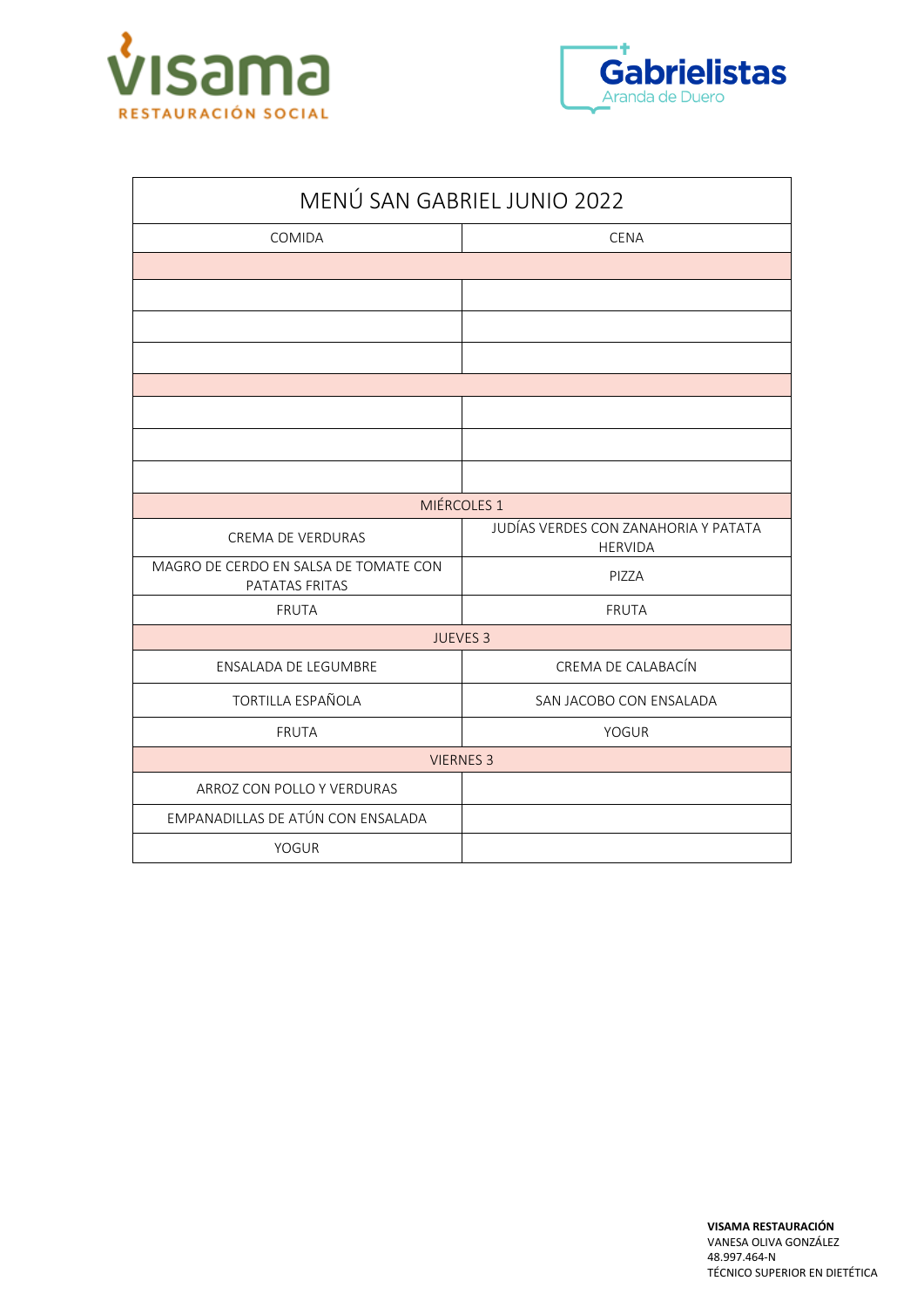VISAMA RESTAURACIÓN SOCIAL

Gabrielistas Aranda de Duero

| MENÚ SAN GABRIEL JUNIO 2022 | |
|---|---|
| COMIDA | CENA |
| | |
| | |
| | |
| | |
| | |
| | |
| | |
| | |
| MIÉRCOLES 1 | |
| CREMA DE VERDURAS | JUDÍAS VERDES CON ZANAHORIA Y PATATA HERVIDA |
| MAGRO DE CERDO EN SALSA DE TOMATE CON PATATAS FRITAS | PIZZA |
| FRUTA | FRUTA |
| JUEVES 3 | |
| ENSALADA DE LEGUMBRE | CREMA DE CALABACÍN |
| TORTILLA ESPAÑOLA | SAN JACOBO CON ENSALADA |
| FRUTA | YOGUR |
| VIERNES 3 | |
| ARROZ CON POLLO Y VERDURAS | |
| EMPANADILLAS DE ATÚN CON ENSALADA | |
| YOGUR | |

**VISAMA RESTAURACIÓN**
VANESA OLIVA GONZÁLEZ
48.997.464-N
TÉCNICO SUPERIOR EN DIETÉTICA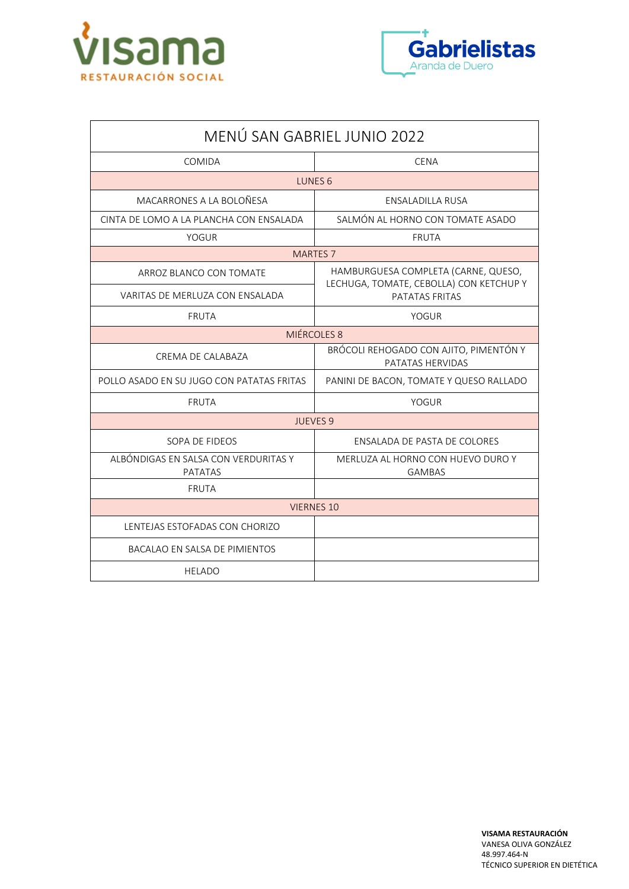# MENÚ SAN GABRIEL JUNIO 2022

| COMIDA | CENA |
|---|---|
| **LUNES 6** | |
| MACARRONES A LA BOLOÑESA | ENSALADILLA RUSA |
| CINTA DE LOMO A LA PLANCHA CON ENSALADA | SALMÓN AL HORNO CON TOMATE ASADO |
| YOGUR | FRUTA |
| **MARTES 7** | |
| ARROZ BLANCO CON TOMATE | HAMBURGUESA COMPLETA (CARNE, QUESO, LECHUGA, TOMATE, CEBOLLA) CON KETCHUP Y PATATAS FRITAS |
| VARITAS DE MERLUZA CON ENSALADA | |
| FRUTA | YOGUR |
| **MIÉRCOLES 8** | |
| CREMA DE CALABAZA | BRÓCOLI REHOGADO CON AJITO, PIMENTÓN Y PATATAS HERVIDAS |
| POLLO ASADO EN SU JUGO CON PATATAS FRITAS | PANINI DE BACON, TOMATE Y QUESO RALLADO |
| FRUTA | YOGUR |
| **JUEVES 9** | |
| SOPA DE FIDEOS | ENSALADA DE PASTA DE COLORES |
| ALBÓNDIGAS EN SALSA CON VERDURITAS Y PATATAS | MERLUZA AL HORNO CON HUEVO DURO Y GAMBAS |
| FRUTA | |
| **VIERNES 10** | |
| LENTEJAS ESTOFADAS CON CHORIZO | |
| BACALAO EN SALSA DE PIMIENTOS | |
| HELADO | |

**VISAMA RESTAURACIÓN**
VANESA OLIVA GONZÁLEZ
48.997.464-N
TÉCNICO SUPERIOR EN DIETÉTICA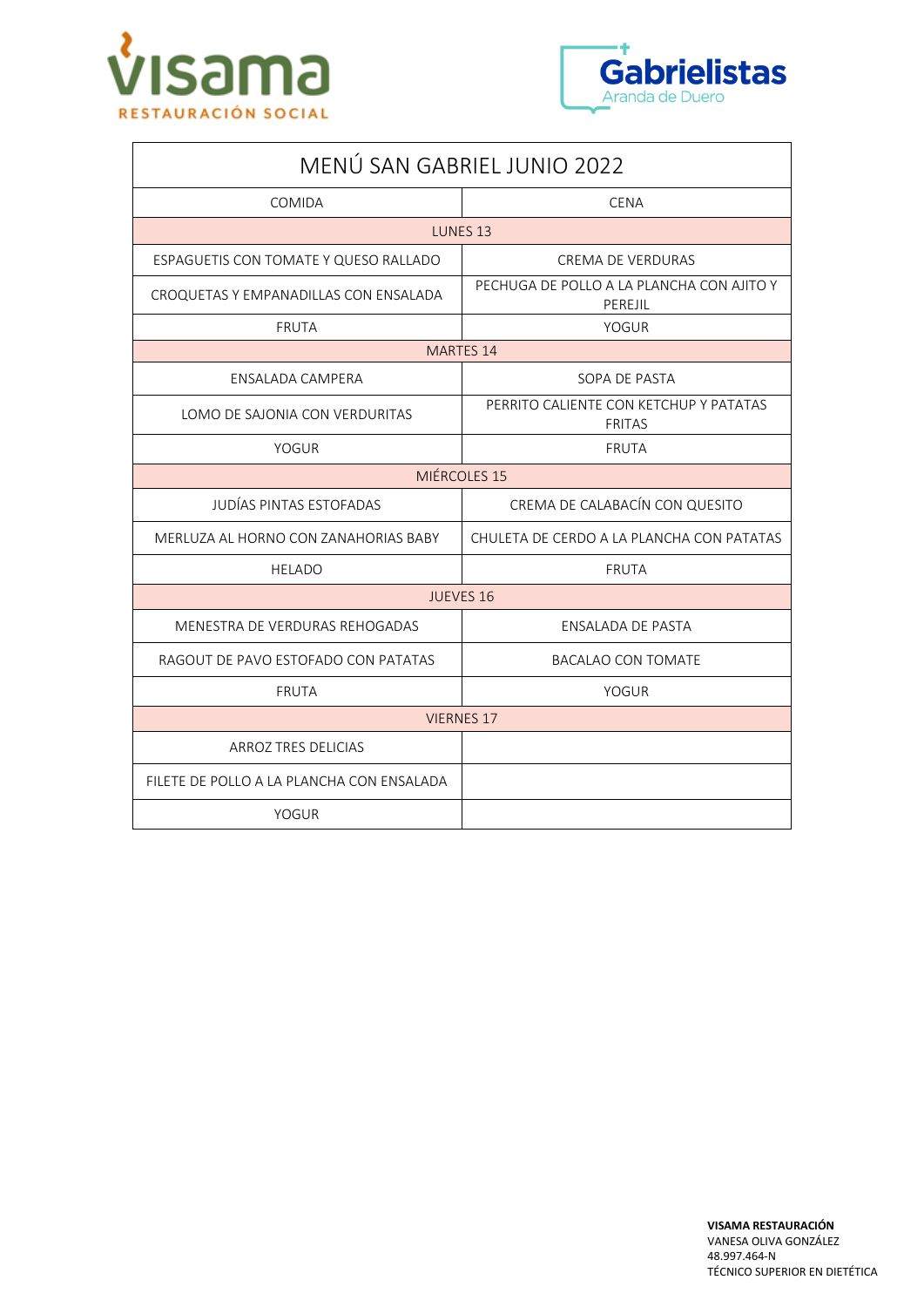visama RESTAURACIÓN SOCIAL

Gabrielistas Aranda de Duero

| MENÚ SAN GABRIEL JUNIO 2022 | |
|---|---|
| COMIDA | CENA |
| LUNES 13 | |
| ESPAGUETIS CON TOMATE Y QUESO RALLADO | CREMA DE VERDURAS |
| CROQUETAS Y EMPANADILLAS CON ENSALADA | PECHUGA DE POLLO A LA PLANCHA CON AJITO Y PEREJIL |
| FRUTA | YOGUR |
| MARTES 14 | |
| ENSALADA CAMPERA | SOPA DE PASTA |
| LOMO DE SAJONIA CON VERDURITAS | PERRITO CALIENTE CON KETCHUP Y PATATAS FRITAS |
| YOGUR | FRUTA |
| MIÉRCOLES 15 | |
| JUDÍAS PINTAS ESTOFADAS | CREMA DE CALABACÍN CON QUESITO |
| MERLUZA AL HORNO CON ZANAHORIAS BABY | CHULETA DE CERDO A LA PLANCHA CON PATATAS |
| HELADO | FRUTA |
| JUEVES 16 | |
| MENESTRA DE VERDURAS REHOGADAS | ENSALADA DE PASTA |
| RAGOUT DE PAVO ESTOFADO CON PATATAS | BACALAO CON TOMATE |
| FRUTA | YOGUR |
| VIERNES 17 | |
| ARROZ TRES DELICIAS | |
| FILETE DE POLLO A LA PLANCHA CON ENSALADA | |
| YOGUR | |

**VISAMA RESTAURACIÓN**
VANESA OLIVA GONZÁLEZ
48.997.464-N
TÉCNICO SUPERIOR EN DIETÉTICA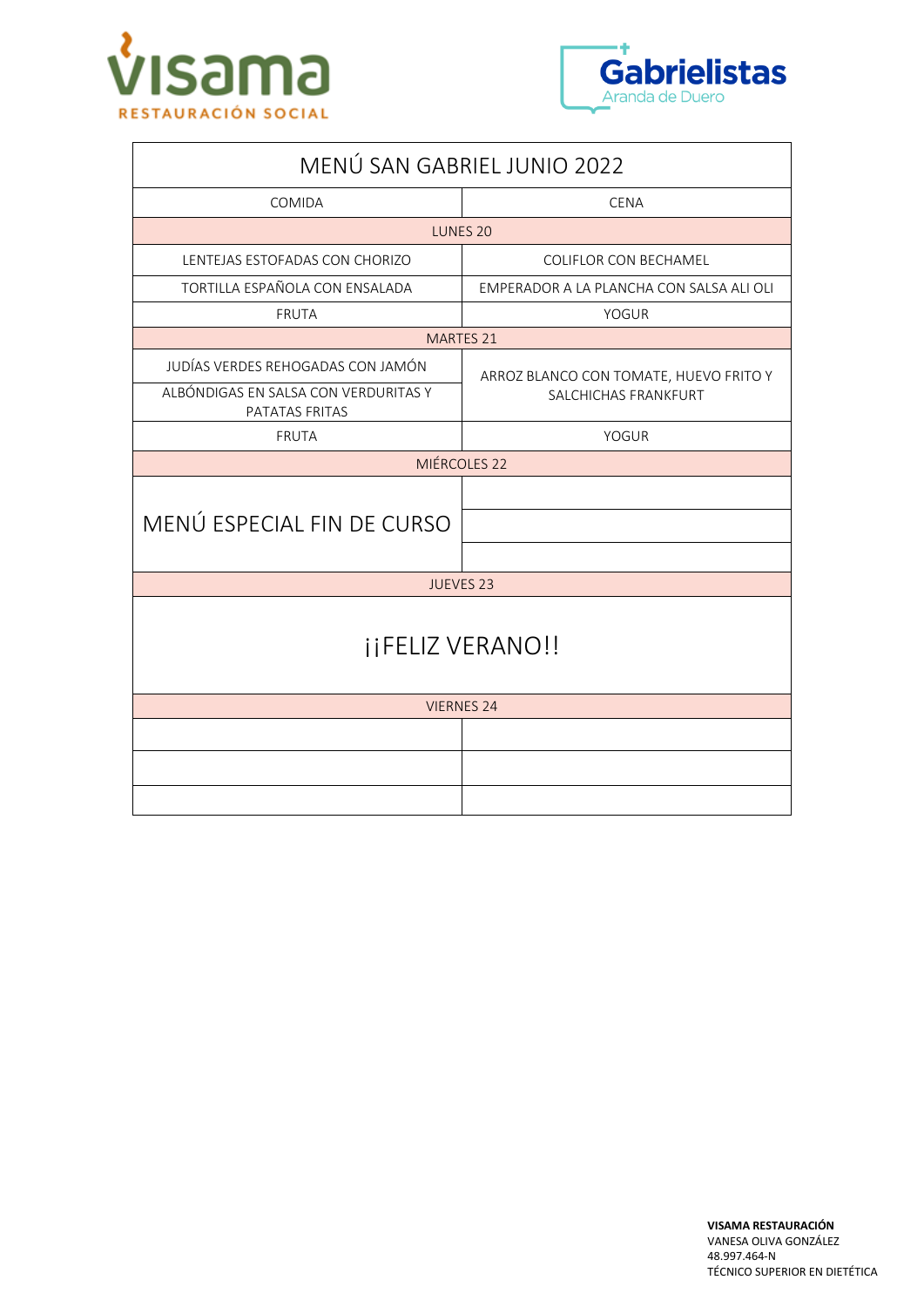visama
RESTAURACIÓN SOCIAL

Gabrielistas
Aranda de Duero

| MENÚ SAN GABRIEL JUNIO 2022 | |
| --- | --- |
| COMIDA | CENA |
| LUNES 20 | |
| LENTEJAS ESTOFADAS CON CHORIZO | COLIFLOR CON BECHAMEL |
| TORTILLA ESPAÑOLA CON ENSALADA | EMPERADOR A LA PLANCHA CON SALSA ALI OLI |
| FRUTA | YOGUR |
| MARTES 21 | |
| JUDÍAS VERDES REHOGADAS CON JAMÓN | ARROZ BLANCO CON TOMATE, HUEVO FRITO Y SALCHICHAS FRANKFURT |
| ALBÓNDIGAS EN SALSA CON VERDURITAS Y PATATAS FRITAS | |
| FRUTA | YOGUR |
| MIÉRCOLES 22 | |
| MENÚ ESPECIAL FIN DE CURSO | |
| | |
| | |
| JUEVES 23 | |
| ¡¡FELIZ VERANO!! | |
| VIERNES 24 | |
| | |
| | |
| | |

**VISAMA RESTAURACIÓN**
VANESA OLIVA GONZÁLEZ
48.997.464-N
TÉCNICO SUPERIOR EN DIETÉTICA